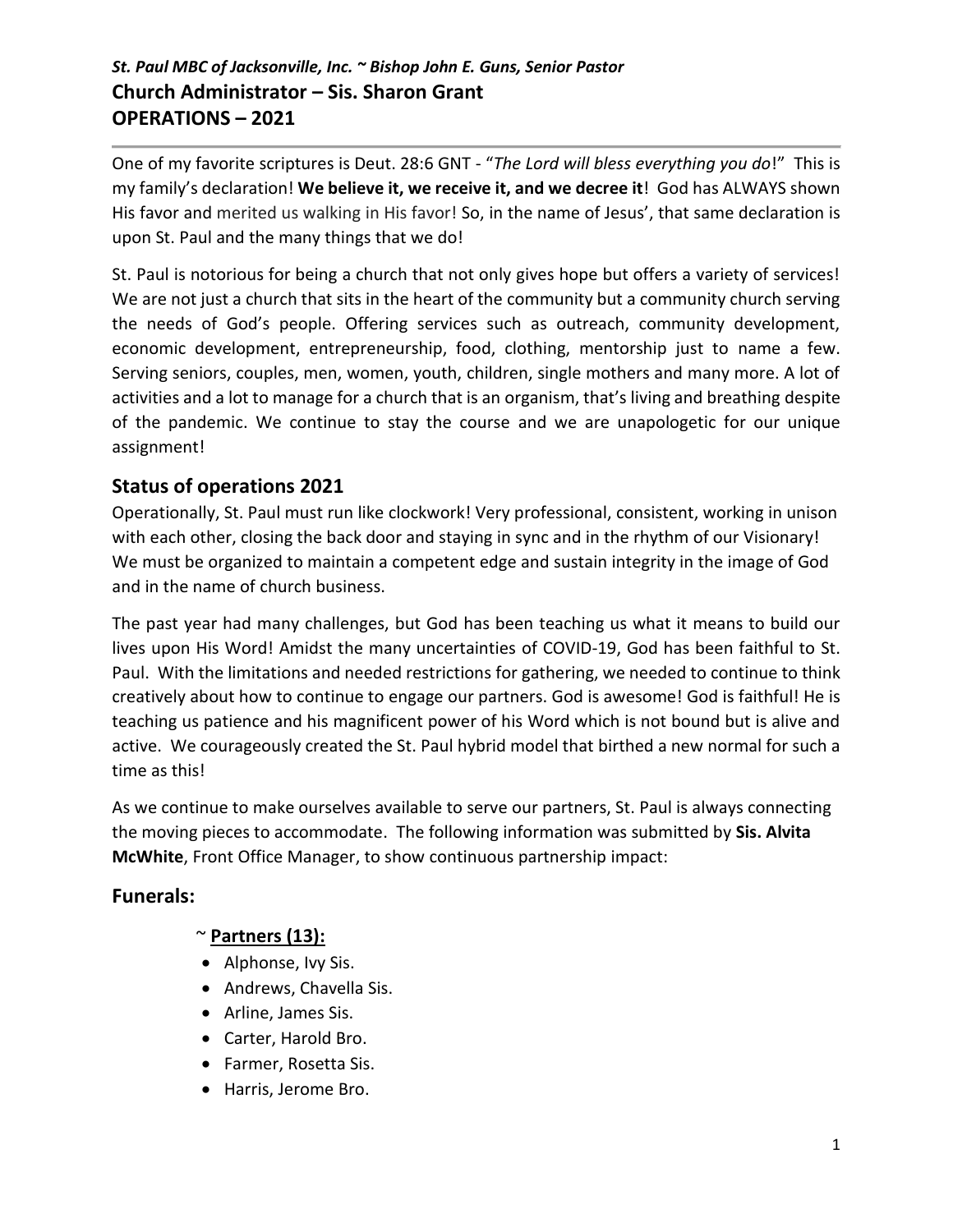*St. Paul MBC of Jacksonville, Inc. ~ Bishop John E. Guns, Senior Pastor*

# Church Administrator – Sis. Sharon Grant
# OPERATIONS – 2021

One of my favorite scriptures is Deut. 28:6 GNT - "*The Lord will bless everything you do*!" This is my family's declaration! **We believe it, we receive it, and we decree it**! God has ALWAYS shown His favor and merited us walking in His favor! So, in the name of Jesus', that same declaration is upon St. Paul and the many things that we do!

St. Paul is notorious for being a church that not only gives hope but offers a variety of services! We are not just a church that sits in the heart of the community but a community church serving the needs of God's people. Offering services such as outreach, community development, economic development, entrepreneurship, food, clothing, mentorship just to name a few. Serving seniors, couples, men, women, youth, children, single mothers and many more. A lot of activities and a lot to manage for a church that is an organism, that's living and breathing despite of the pandemic. We continue to stay the course and we are unapologetic for our unique assignment!

## Status of operations 2021

Operationally, St. Paul must run like clockwork! Very professional, consistent, working in unison with each other, closing the back door and staying in sync and in the rhythm of our Visionary! We must be organized to maintain a competent edge and sustain integrity in the image of God and in the name of church business.

The past year had many challenges, but God has been teaching us what it means to build our lives upon His Word! Amidst the many uncertainties of COVID-19, God has been faithful to St. Paul. With the limitations and needed restrictions for gathering, we needed to continue to think creatively about how to continue to engage our partners. God is awesome! God is faithful! He is teaching us patience and his magnificent power of his Word which is not bound but is alive and active. We courageously created the St. Paul hybrid model that birthed a new normal for such a time as this!

As we continue to make ourselves available to serve our partners, St. Paul is always connecting the moving pieces to accommodate. The following information was submitted by **Sis. Alvita McWhite**, Front Office Manager, to show continuous partnership impact:

## Funerals:

~ **Partners (13):**

- Alphonse, Ivy Sis.
- Andrews, Chavella Sis.
- Arline, James Sis.
- Carter, Harold Bro.
- Farmer, Rosetta Sis.
- Harris, Jerome Bro.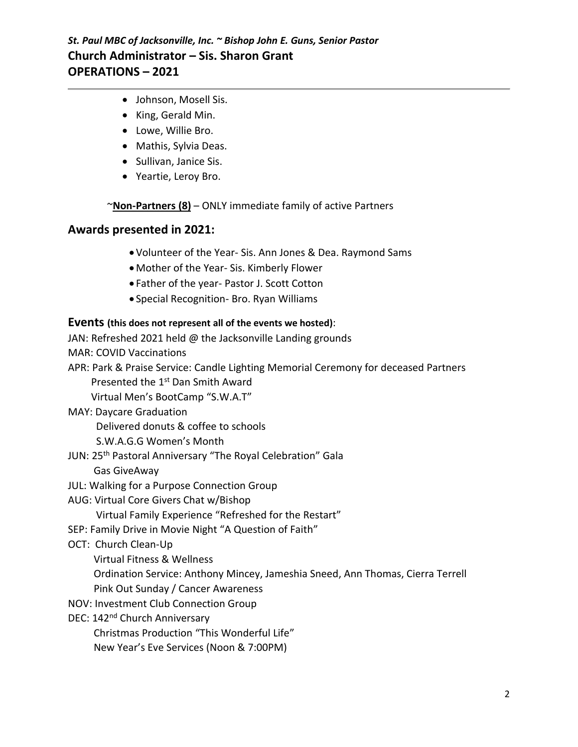- Johnson, Mosell Sis.
- King, Gerald Min.
- Lowe, Willie Bro.
- Mathis, Sylvia Deas.
- Sullivan, Janice Sis.
- Yeartie, Leroy Bro.

~**Non-Partners (8)** – ONLY immediate family of active Partners

## Awards presented in 2021:

- Volunteer of the Year- Sis. Ann Jones & Dea. Raymond Sams
- Mother of the Year- Sis. Kimberly Flower
- Father of the year- Pastor J. Scott Cotton
- Special Recognition- Bro. Ryan Williams

### Events (this does not represent all of the events we hosted):

JAN: Refreshed 2021 held @ the Jacksonville Landing grounds
MAR: COVID Vaccinations
APR: Park & Praise Service: Candle Lighting Memorial Ceremony for deceased Partners
Presented the 1st Dan Smith Award
Virtual Men's BootCamp "S.W.A.T"
MAY: Daycare Graduation
Delivered donuts & coffee to schools
S.W.A.G.G Women's Month
JUN: 25th Pastoral Anniversary "The Royal Celebration" Gala
Gas GiveAway
JUL: Walking for a Purpose Connection Group
AUG: Virtual Core Givers Chat w/Bishop
Virtual Family Experience "Refreshed for the Restart"
SEP: Family Drive in Movie Night "A Question of Faith"
OCT: Church Clean-Up
Virtual Fitness & Wellness
Ordination Service: Anthony Mincey, Jameshia Sneed, Ann Thomas, Cierra Terrell
Pink Out Sunday / Cancer Awareness
NOV: Investment Club Connection Group
DEC: 142nd Church Anniversary
Christmas Production "This Wonderful Life"
New Year's Eve Services (Noon & 7:00PM)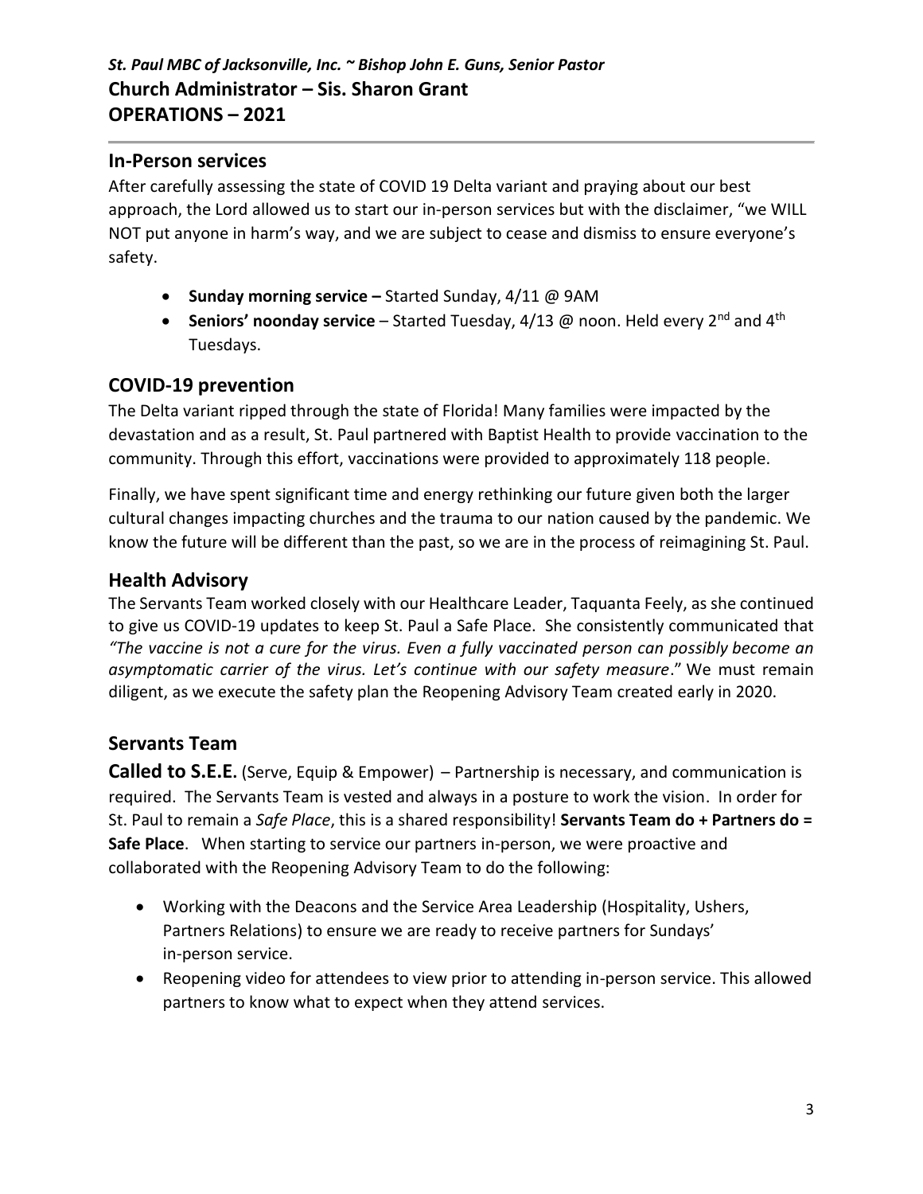*St. Paul MBC of Jacksonville, Inc. ~ Bishop John E. Guns, Senior Pastor*
**Church Administrator – Sis. Sharon Grant**
**OPERATIONS – 2021**

## In-Person services

After carefully assessing the state of COVID 19 Delta variant and praying about our best approach, the Lord allowed us to start our in-person services but with the disclaimer, "we WILL NOT put anyone in harm's way, and we are subject to cease and dismiss to ensure everyone's safety.

- **Sunday morning service –** Started Sunday, 4/11 @ 9AM
- **Seniors' noonday service** – Started Tuesday, 4/13 @ noon. Held every 2nd and 4th Tuesdays.

## COVID-19 prevention

The Delta variant ripped through the state of Florida! Many families were impacted by the devastation and as a result, St. Paul partnered with Baptist Health to provide vaccination to the community. Through this effort, vaccinations were provided to approximately 118 people.

Finally, we have spent significant time and energy rethinking our future given both the larger cultural changes impacting churches and the trauma to our nation caused by the pandemic. We know the future will be different than the past, so we are in the process of reimagining St. Paul.

## Health Advisory

The Servants Team worked closely with our Healthcare Leader, Taquanta Feely, as she continued to give us COVID-19 updates to keep St. Paul a Safe Place. She consistently communicated that *"The vaccine is not a cure for the virus. Even a fully vaccinated person can possibly become an asymptomatic carrier of the virus. Let's continue with our safety measure*." We must remain diligent, as we execute the safety plan the Reopening Advisory Team created early in 2020.

## Servants Team

**Called to S.E.E.** (Serve, Equip & Empower) – Partnership is necessary, and communication is required. The Servants Team is vested and always in a posture to work the vision. In order for St. Paul to remain a *Safe Place*, this is a shared responsibility! **Servants Team do + Partners do = Safe Place**. When starting to service our partners in-person, we were proactive and collaborated with the Reopening Advisory Team to do the following:

- Working with the Deacons and the Service Area Leadership (Hospitality, Ushers, Partners Relations) to ensure we are ready to receive partners for Sundays' in-person service.
- Reopening video for attendees to view prior to attending in-person service. This allowed partners to know what to expect when they attend services.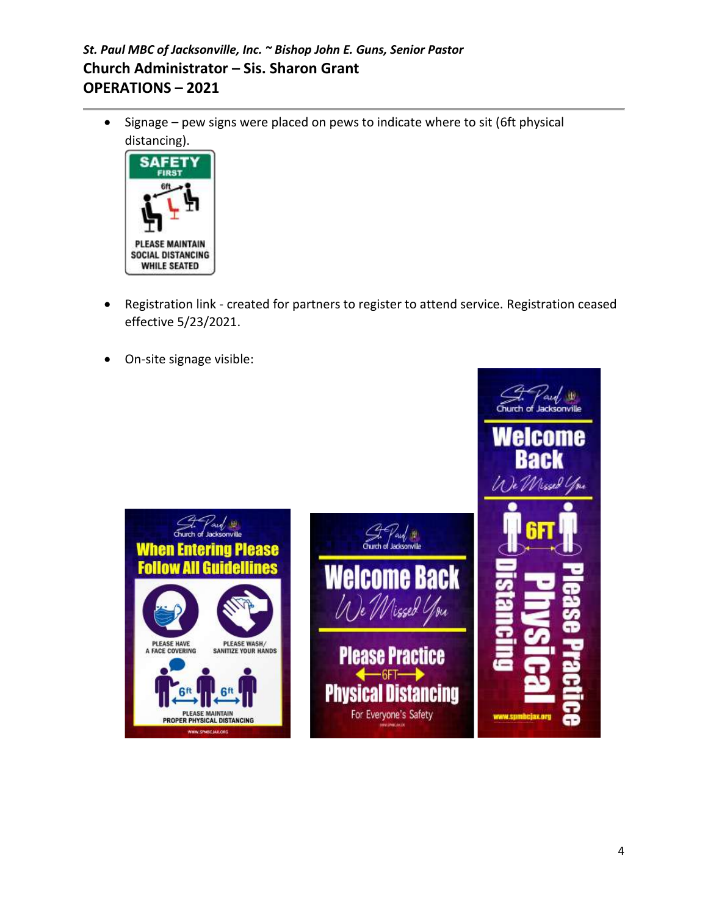*St. Paul MBC of Jacksonville, Inc. ~ Bishop John E. Guns, Senior Pastor*

**Church Administrator – Sis. Sharon Grant**

**OPERATIONS – 2021**

- Signage – pew signs were placed on pews to indicate where to sit (6ft physical distancing).

- Registration link - created for partners to register to attend service. Registration ceased effective 5/23/2021.

- On-site signage visible: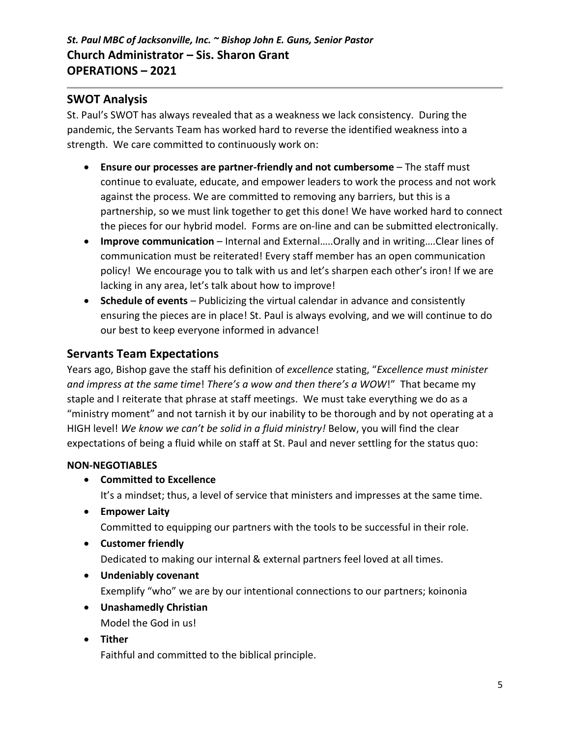*St. Paul MBC of Jacksonville, Inc. ~ Bishop John E. Guns, Senior Pastor*

**Church Administrator – Sis. Sharon Grant**

**OPERATIONS – 2021**

## SWOT Analysis

St. Paul's SWOT has always revealed that as a weakness we lack consistency. During the pandemic, the Servants Team has worked hard to reverse the identified weakness into a strength. We care committed to continuously work on:

- **Ensure our processes are partner-friendly and not cumbersome** – The staff must continue to evaluate, educate, and empower leaders to work the process and not work against the process. We are committed to removing any barriers, but this is a partnership, so we must link together to get this done! We have worked hard to connect the pieces for our hybrid model. Forms are on-line and can be submitted electronically.
- **Improve communication** – Internal and External…..Orally and in writing….Clear lines of communication must be reiterated! Every staff member has an open communication policy! We encourage you to talk with us and let's sharpen each other's iron! If we are lacking in any area, let's talk about how to improve!
- **Schedule of events** – Publicizing the virtual calendar in advance and consistently ensuring the pieces are in place! St. Paul is always evolving, and we will continue to do our best to keep everyone informed in advance!

## Servants Team Expectations

Years ago, Bishop gave the staff his definition of *excellence* stating, "*Excellence must minister and impress at the same time*! *There's a wow and then there's a WOW*!" That became my staple and I reiterate that phrase at staff meetings. We must take everything we do as a "ministry moment" and not tarnish it by our inability to be thorough and by not operating at a HIGH level! *We know we can't be solid in a fluid ministry!* Below, you will find the clear expectations of being a fluid while on staff at St. Paul and never settling for the status quo:

**NON-NEGOTIABLES**

- **Committed to Excellence**
  It's a mindset; thus, a level of service that ministers and impresses at the same time.
- **Empower Laity**
  Committed to equipping our partners with the tools to be successful in their role.
- **Customer friendly**
  Dedicated to making our internal & external partners feel loved at all times.
- **Undeniably covenant**
  Exemplify "who" we are by our intentional connections to our partners; koinonia
- **Unashamedly Christian**
  Model the God in us!
- **Tither**
  Faithful and committed to the biblical principle.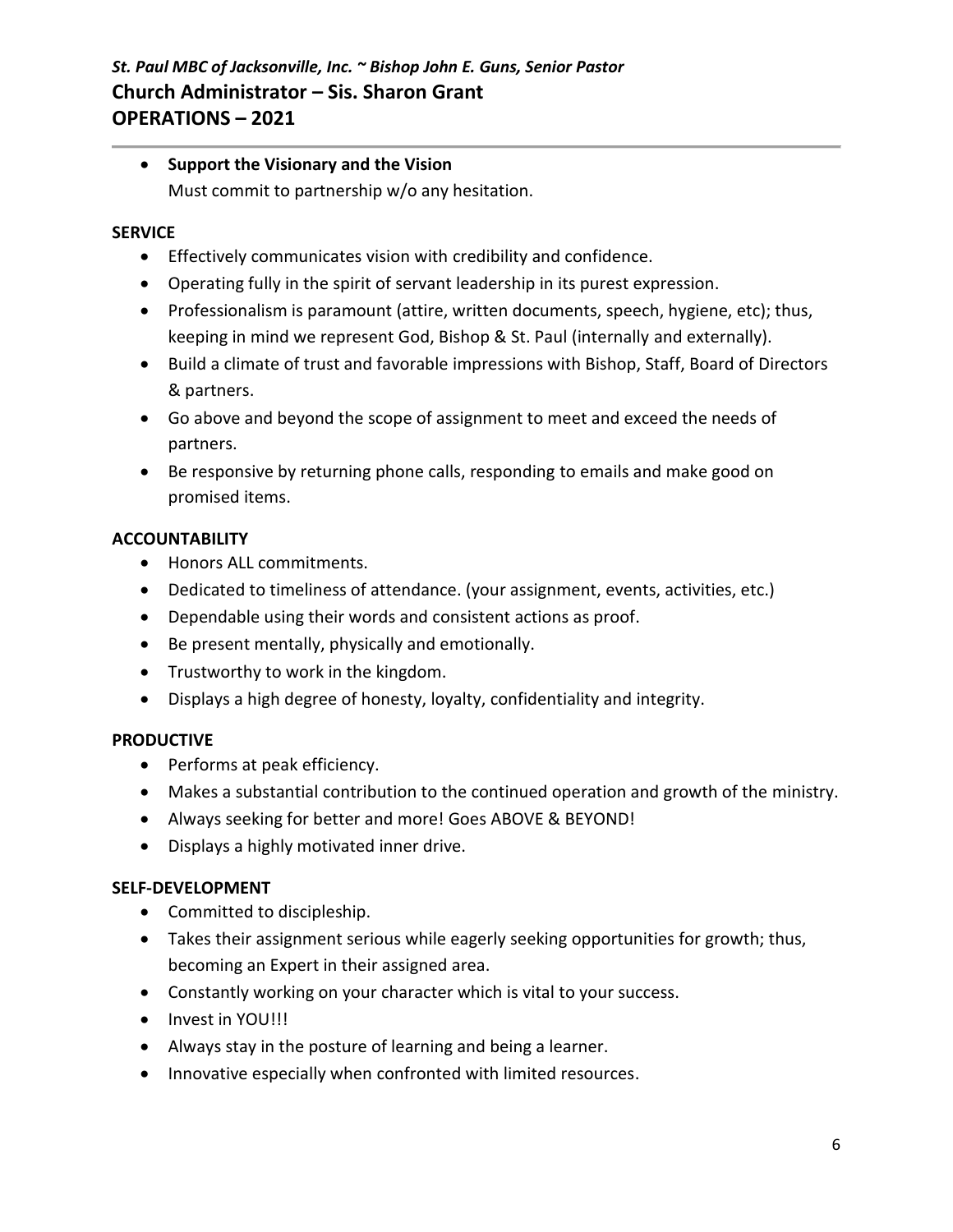- **Support the Visionary and the Vision**
  Must commit to partnership w/o any hesitation.

**SERVICE**

- Effectively communicates vision with credibility and confidence.
- Operating fully in the spirit of servant leadership in its purest expression.
- Professionalism is paramount (attire, written documents, speech, hygiene, etc); thus, keeping in mind we represent God, Bishop & St. Paul (internally and externally).
- Build a climate of trust and favorable impressions with Bishop, Staff, Board of Directors & partners.
- Go above and beyond the scope of assignment to meet and exceed the needs of partners.
- Be responsive by returning phone calls, responding to emails and make good on promised items.

**ACCOUNTABILITY**

- Honors ALL commitments.
- Dedicated to timeliness of attendance. (your assignment, events, activities, etc.)
- Dependable using their words and consistent actions as proof.
- Be present mentally, physically and emotionally.
- Trustworthy to work in the kingdom.
- Displays a high degree of honesty, loyalty, confidentiality and integrity.

**PRODUCTIVE**

- Performs at peak efficiency.
- Makes a substantial contribution to the continued operation and growth of the ministry.
- Always seeking for better and more! Goes ABOVE & BEYOND!
- Displays a highly motivated inner drive.

**SELF-DEVELOPMENT**

- Committed to discipleship.
- Takes their assignment serious while eagerly seeking opportunities for growth; thus, becoming an Expert in their assigned area.
- Constantly working on your character which is vital to your success.
- Invest in YOU!!!
- Always stay in the posture of learning and being a learner.
- Innovative especially when confronted with limited resources.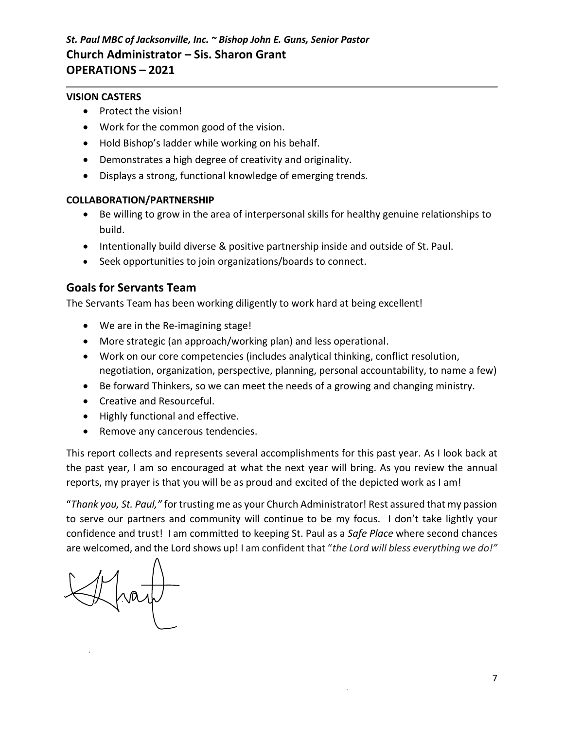*St. Paul MBC of Jacksonville, Inc. ~ Bishop John E. Guns, Senior Pastor*

**Church Administrator – Sis. Sharon Grant**

**OPERATIONS – 2021**

**VISION CASTERS**

- Protect the vision!
- Work for the common good of the vision.
- Hold Bishop's ladder while working on his behalf.
- Demonstrates a high degree of creativity and originality.
- Displays a strong, functional knowledge of emerging trends.

**COLLABORATION/PARTNERSHIP**

- Be willing to grow in the area of interpersonal skills for healthy genuine relationships to build.
- Intentionally build diverse & positive partnership inside and outside of St. Paul.
- Seek opportunities to join organizations/boards to connect.

## Goals for Servants Team

The Servants Team has been working diligently to work hard at being excellent!

- We are in the Re-imagining stage!
- More strategic (an approach/working plan) and less operational.
- Work on our core competencies (includes analytical thinking, conflict resolution, negotiation, organization, perspective, planning, personal accountability, to name a few)
- Be forward Thinkers, so we can meet the needs of a growing and changing ministry.
- Creative and Resourceful.
- Highly functional and effective.
- Remove any cancerous tendencies.

This report collects and represents several accomplishments for this past year. As I look back at the past year, I am so encouraged at what the next year will bring. As you review the annual reports, my prayer is that you will be as proud and excited of the depicted work as I am!

"*Thank you, St. Paul,"* for trusting me as your Church Administrator! Rest assured that my passion to serve our partners and community will continue to be my focus. I don't take lightly your confidence and trust! I am committed to keeping St. Paul as a *Safe Place* where second chances are welcomed, and the Lord shows up! I am confident that "*the Lord will bless everything we do!"*